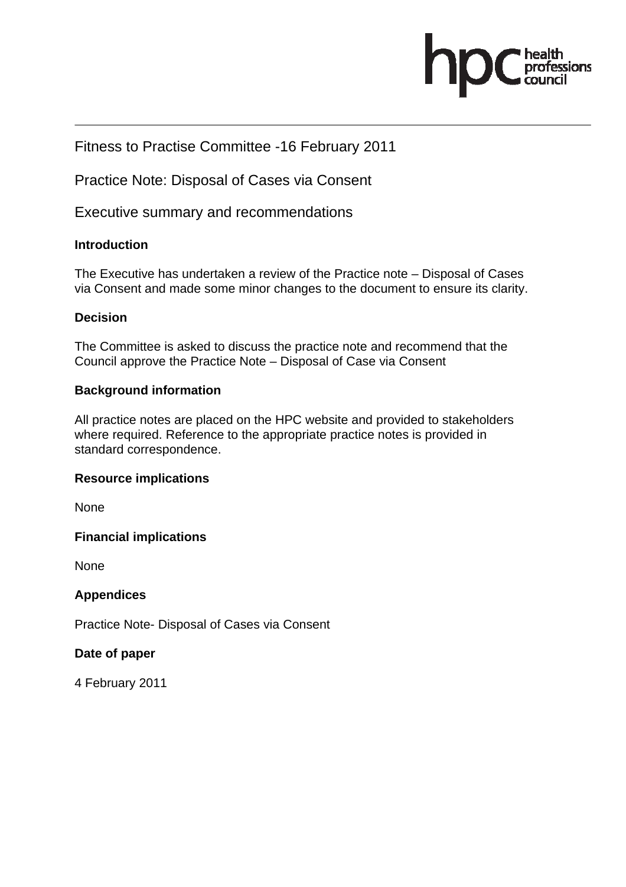# Fitness to Practise Committee -16 February 2011

## Practice Note: Disposal of Cases via Consent

## Executive summary and recommendations

### Introduction

The Executive has undertaken a review of the Practice note – Disposal of Cases via Consent and made some minor changes to the document to ensure its clarity.

### Decision

The Committee is asked to discuss the practice note and recommend that the Council approve the Practice Note – Disposal of Case via Consent

### Background information

All practice notes are placed on the HPC website and provided to stakeholders where required. Reference to the appropriate practice notes is provided in standard correspondence.

### Resource implications

None

### Financial implications

None

### Appendices

Practice Note- Disposal of Cases via Consent

### Date of paper

4 February 2011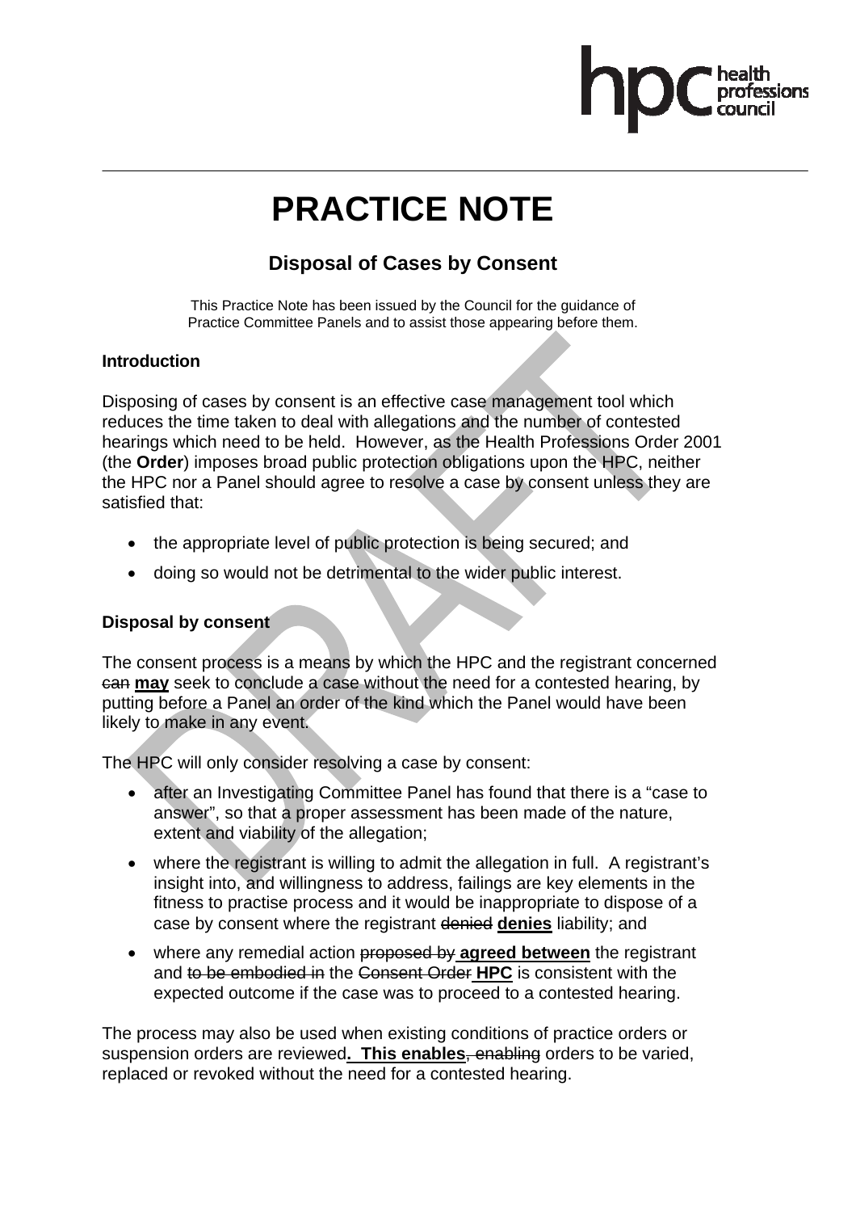# PRACTICE NOTE

## Disposal of Cases by Consent

This Practice Note has been issued by the Council for the guidance of Practice Committee Panels and to assist those appearing before them.

### Introduction

Disposing of cases by consent is an effective case management tool which reduces the time taken to deal with allegations and the number of contested hearings which need to be held. However, as the Health Professions Order 2001 (the **Order**) imposes broad public protection obligations upon the HPC, neither the HPC nor a Panel should agree to resolve a case by consent unless they are satisfied that:

- the appropriate level of public protection is being secured; and
- doing so would not be detrimental to the wider public interest.

### Disposal by consent

The consent process is a means by which the HPC and the registrant concerned ~~can~~ **may** seek to conclude a case without the need for a contested hearing, by putting before a Panel an order of the kind which the Panel would have been likely to make in any event.

The HPC will only consider resolving a case by consent:

- after an Investigating Committee Panel has found that there is a "case to answer", so that a proper assessment has been made of the nature, extent and viability of the allegation;
- where the registrant is willing to admit the allegation in full. A registrant's insight into, and willingness to address, failings are key elements in the fitness to practise process and it would be inappropriate to dispose of a case by consent where the registrant ~~denied~~ **denies** liability; and
- where any remedial action ~~proposed by~~ **agreed between** the registrant and ~~to be embodied in~~ the ~~Consent Order~~ **HPC** is consistent with the expected outcome if the case was to proceed to a contested hearing.

The process may also be used when existing conditions of practice orders or suspension orders are reviewed**. This enables**~~, enabling~~ orders to be varied, replaced or revoked without the need for a contested hearing.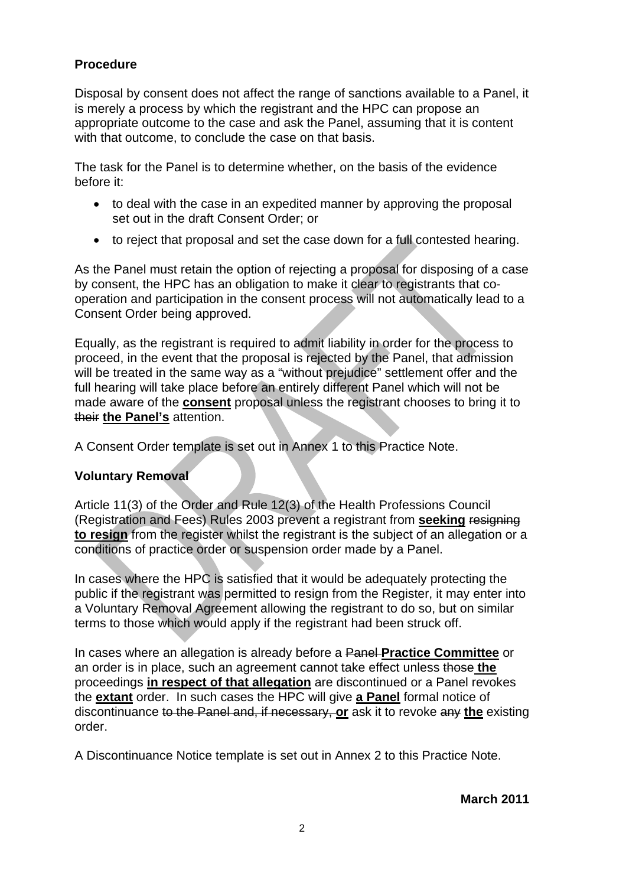**Procedure**

Disposal by consent does not affect the range of sanctions available to a Panel, it is merely a process by which the registrant and the HPC can propose an appropriate outcome to the case and ask the Panel, assuming that it is content with that outcome, to conclude the case on that basis.

The task for the Panel is to determine whether, on the basis of the evidence before it:

- to deal with the case in an expedited manner by approving the proposal set out in the draft Consent Order; or
- to reject that proposal and set the case down for a full contested hearing.

As the Panel must retain the option of rejecting a proposal for disposing of a case by consent, the HPC has an obligation to make it clear to registrants that co-operation and participation in the consent process will not automatically lead to a Consent Order being approved.

Equally, as the registrant is required to admit liability in order for the process to proceed, in the event that the proposal is rejected by the Panel, that admission will be treated in the same way as a "without prejudice" settlement offer and the full hearing will take place before an entirely different Panel which will not be made aware of the **consent** proposal unless the registrant chooses to bring it to ~~their~~ **the Panel's** attention.

A Consent Order template is set out in Annex 1 to this Practice Note.

**Voluntary Removal**

Article 11(3) of the Order and Rule 12(3) of the Health Professions Council (Registration and Fees) Rules 2003 prevent a registrant from **seeking** ~~resigning~~ **to resign** from the register whilst the registrant is the subject of an allegation or a conditions of practice order or suspension order made by a Panel.

In cases where the HPC is satisfied that it would be adequately protecting the public if the registrant was permitted to resign from the Register, it may enter into a Voluntary Removal Agreement allowing the registrant to do so, but on similar terms to those which would apply if the registrant had been struck off.

In cases where an allegation is already before a ~~Panel~~ **Practice Committee** or an order is in place, such an agreement cannot take effect unless ~~those~~ **the** proceedings **in respect of that allegation** are discontinued or a Panel revokes the **extant** order. In such cases the HPC will give **a Panel** formal notice of discontinuance ~~to the Panel and, if necessary,~~ **or** ask it to revoke ~~any~~ **the** existing order.

A Discontinuance Notice template is set out in Annex 2 to this Practice Note.

**March 2011**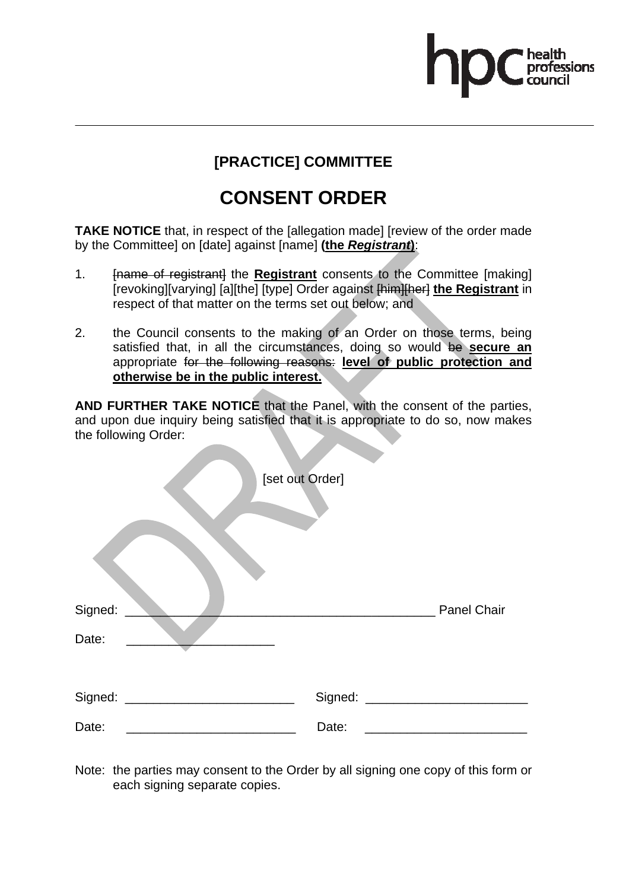## [PRACTICE] COMMITTEE

# CONSENT ORDER

**TAKE NOTICE** that, in respect of the [allegation made] [review of the order made by the Committee] on [date] against [name] **(the *Registrant*)**:

1. ~~[name of registrant]~~ the **Registrant** consents to the Committee [making] [revoking][varying] [a][the] [type] Order against ~~[him][her]~~ **the Registrant** in respect of that matter on the terms set out below; and

2. the Council consents to the making of an Order on those terms, being satisfied that, in all the circumstances, doing so would ~~be~~ **secure an** appropriate ~~for the following reasons:~~ **level of public protection and otherwise be in the public interest.**

**AND FURTHER TAKE NOTICE** that the Panel, with the consent of the parties, and upon due inquiry being satisfied that it is appropriate to do so, now makes the following Order:

[set out Order]

Signed: ____________________________________________ Panel Chair

Date: ____________________

Signed: ________________________ Signed: ______________________

Date: ________________________ Date: ______________________

Note: the parties may consent to the Order by all signing one copy of this form or each signing separate copies.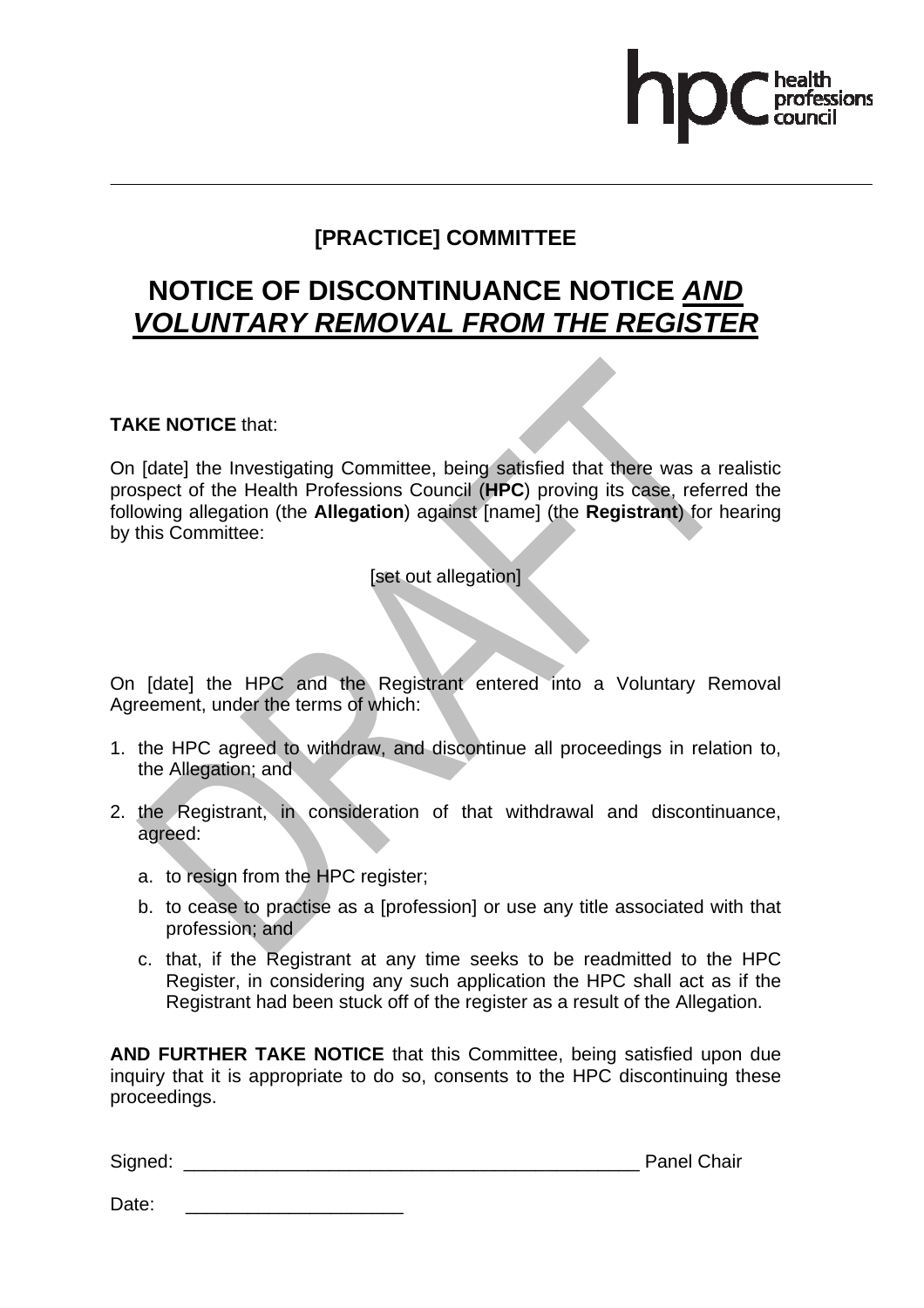## [PRACTICE] COMMITTEE

# NOTICE OF DISCONTINUANCE NOTICE *AND VOLUNTARY REMOVAL FROM THE REGISTER*

**TAKE NOTICE** that:

On [date] the Investigating Committee, being satisfied that there was a realistic prospect of the Health Professions Council (**HPC**) proving its case, referred the following allegation (the **Allegation**) against [name] (the **Registrant**) for hearing by this Committee:

[set out allegation]

On [date] the HPC and the Registrant entered into a Voluntary Removal Agreement, under the terms of which:

1. the HPC agreed to withdraw, and discontinue all proceedings in relation to, the Allegation; and
2. the Registrant, in consideration of that withdrawal and discontinuance, agreed:
   a. to resign from the HPC register;
   b. to cease to practise as a [profession] or use any title associated with that profession; and
   c. that, if the Registrant at any time seeks to be readmitted to the HPC Register, in considering any such application the HPC shall act as if the Registrant had been stuck off of the register as a result of the Allegation.

**AND FURTHER TAKE NOTICE** that this Committee, being satisfied upon due inquiry that it is appropriate to do so, consents to the HPC discontinuing these proceedings.

Signed: _____________________________________________ Panel Chair

Date: _____________________